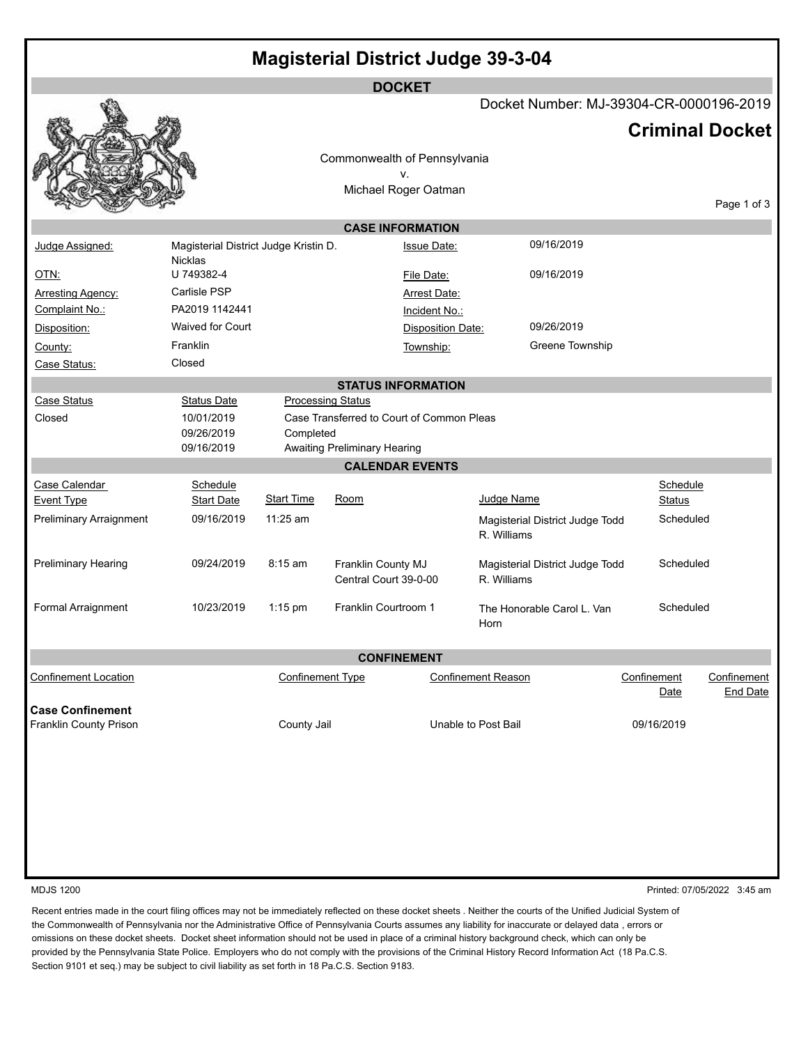# Magisterial District Judge 39-3-04

## DOCKET

Docket Number: MJ-39304-CR-0000196-2019

## Criminal Docket

Commonwealth of Pennsylvania
v.
Michael Roger Oatman

### CASE INFORMATION

| | | | |
|---|---|---|---|
| Judge Assigned: | Magisterial District Judge Kristin D. Nicklas | Issue Date: | 09/16/2019 |
| OTN: | U 749382-4 | File Date: | 09/16/2019 |
| Arresting Agency: | Carlisle PSP | Arrest Date: | |
| Complaint No.: | PA2019 1142441 | Incident No.: | |
| Disposition: | Waived for Court | Disposition Date: | 09/26/2019 |
| County: | Franklin | Township: | Greene Township |
| Case Status: | Closed | | |

### STATUS INFORMATION

| Case Status | Status Date | Processing Status |
|---|---|---|
| Closed | 10/01/2019 | Case Transferred to Court of Common Pleas |
| | 09/26/2019 | Completed |
| | 09/16/2019 | Awaiting Preliminary Hearing |

### CALENDAR EVENTS

| Case Calendar Event Type | Schedule Start Date | Start Time | Room | Judge Name | Schedule Status |
|---|---|---|---|---|---|
| Preliminary Arraignment | 09/16/2019 | 11:25 am | | Magisterial District Judge Todd R. Williams | Scheduled |
| Preliminary Hearing | 09/24/2019 | 8:15 am | Franklin County MJ Central Court 39-0-00 | Magisterial District Judge Todd R. Williams | Scheduled |
| Formal Arraignment | 10/23/2019 | 1:15 pm | Franklin Courtroom 1 | The Honorable Carol L. Van Horn | Scheduled |

### CONFINEMENT

| Confinement Location | Confinement Type | Confinement Reason | Confinement Date | Confinement End Date |
|---|---|---|---|---|
| **Case Confinement** | | | | |
| Franklin County Prison | County Jail | Unable to Post Bail | 09/16/2019 | |

MDJS 1200

Printed: 07/05/2022 3:45 am

Recent entries made in the court filing offices may not be immediately reflected on these docket sheets . Neither the courts of the Unified Judicial System of the Commonwealth of Pennsylvania nor the Administrative Office of Pennsylvania Courts assumes any liability for inaccurate or delayed data , errors or omissions on these docket sheets. Docket sheet information should not be used in place of a criminal history background check, which can only be provided by the Pennsylvania State Police. Employers who do not comply with the provisions of the Criminal History Record Information Act (18 Pa.C.S. Section 9101 et seq.) may be subject to civil liability as set forth in 18 Pa.C.S. Section 9183.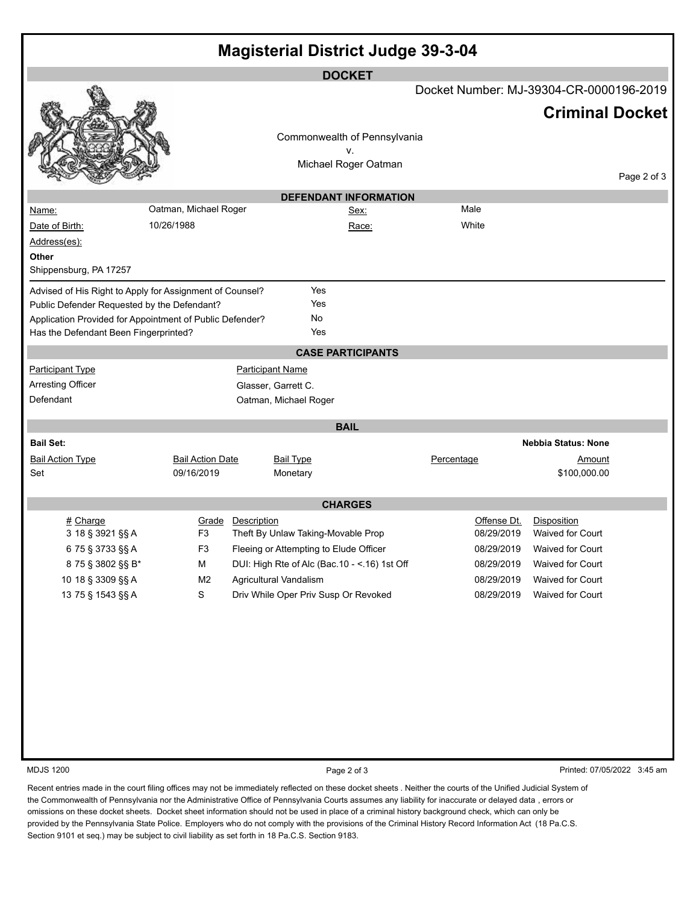# Magisterial District Judge 39-3-04

## DOCKET

Docket Number: MJ-39304-CR-0000196-2019

**Criminal Docket**

Commonwealth of Pennsylvania
v.
Michael Roger Oatman

### DEFENDANT INFORMATION

| | | | |
|---|---|---|---|
| Name: | Oatman, Michael Roger | Sex: | Male |
| Date of Birth: | 10/26/1988 | Race: | White |

Address(es):

**Other**
Shippensburg, PA 17257

| | |
|---|---|
| Advised of His Right to Apply for Assignment of Counsel? | Yes |
| Public Defender Requested by the Defendant? | Yes |
| Application Provided for Appointment of Public Defender? | No |
| Has the Defendant Been Fingerprinted? | Yes |

### CASE PARTICIPANTS

| Participant Type | Participant Name |
|---|---|
| Arresting Officer | Glasser, Garrett C. |
| Defendant | Oatman, Michael Roger |

### BAIL

**Bail Set:**

**Nebbia Status: None**

| Bail Action Type | Bail Action Date | Bail Type | Percentage | Amount |
|---|---|---|---|---|
| Set | 09/16/2019 | Monetary | | $100,000.00 |

### CHARGES

| # | Charge | Grade | Description | Offense Dt. | Disposition |
|---|---|---|---|---|---|
| 3 | 18 § 3921 §§ A | F3 | Theft By Unlaw Taking-Movable Prop | 08/29/2019 | Waived for Court |
| 6 | 75 § 3733 §§ A | F3 | Fleeing or Attempting to Elude Officer | 08/29/2019 | Waived for Court |
| 8 | 75 § 3802 §§ B* | M | DUI: High Rte of Alc (Bac.10 - <.16) 1st Off | 08/29/2019 | Waived for Court |
| 10 | 18 § 3309 §§ A | M2 | Agricultural Vandalism | 08/29/2019 | Waived for Court |
| 13 | 75 § 1543 §§ A | S | Driv While Oper Priv Susp Or Revoked | 08/29/2019 | Waived for Court |

MDJS 1200

Printed: 07/05/2022 3:45 am

Recent entries made in the court filing offices may not be immediately reflected on these docket sheets . Neither the courts of the Unified Judicial System of the Commonwealth of Pennsylvania nor the Administrative Office of Pennsylvania Courts assumes any liability for inaccurate or delayed data , errors or omissions on these docket sheets. Docket sheet information should not be used in place of a criminal history background check, which can only be provided by the Pennsylvania State Police. Employers who do not comply with the provisions of the Criminal History Record Information Act (18 Pa.C.S. Section 9101 et seq.) may be subject to civil liability as set forth in 18 Pa.C.S. Section 9183.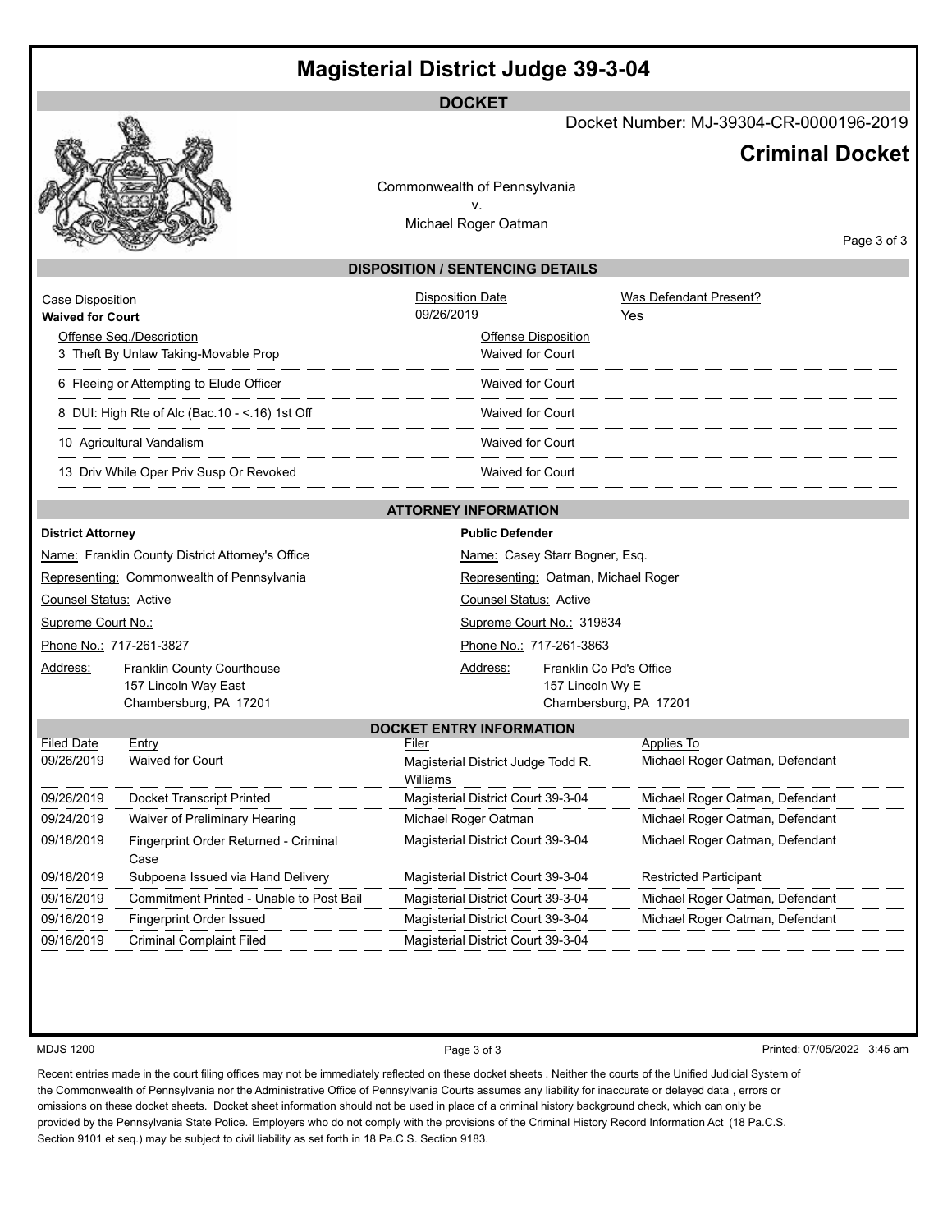# Magisterial District Judge 39-3-04

## DOCKET

Docket Number: MJ-39304-CR-0000196-2019

**Criminal Docket**

Commonwealth of Pennsylvania
v.
Michael Roger Oatman

### DISPOSITION / SENTENCING DETAILS

| Case Disposition | Disposition Date | Was Defendant Present? |
|---|---|---|
| **Waived for Court** | 09/26/2019 | Yes |

| Offense Seq./Description | Offense Disposition |
|---|---|
| 3 Theft By Unlaw Taking-Movable Prop | Waived for Court |
| 6 Fleeing or Attempting to Elude Officer | Waived for Court |
| 8 DUI: High Rte of Alc (Bac.10 - <.16) 1st Off | Waived for Court |
| 10 Agricultural Vandalism | Waived for Court |
| 13 Driv While Oper Priv Susp Or Revoked | Waived for Court |

### ATTORNEY INFORMATION

**District Attorney**

Name: Franklin County District Attorney's Office
Representing: Commonwealth of Pennsylvania
Counsel Status: Active
Supreme Court No.:
Phone No.: 717-261-3827
Address: Franklin County Courthouse
157 Lincoln Way East
Chambersburg, PA 17201

**Public Defender**

Name: Casey Starr Bogner, Esq.
Representing: Oatman, Michael Roger
Counsel Status: Active
Supreme Court No.: 319834
Phone No.: 717-261-3863
Address: Franklin Co Pd's Office
157 Lincoln Wy E
Chambersburg, PA 17201

### DOCKET ENTRY INFORMATION

| Filed Date | Entry | Filer | Applies To |
|---|---|---|---|
| 09/26/2019 | Waived for Court | Magisterial District Judge Todd R. Williams | Michael Roger Oatman, Defendant |
| 09/26/2019 | Docket Transcript Printed | Magisterial District Court 39-3-04 | Michael Roger Oatman, Defendant |
| 09/24/2019 | Waiver of Preliminary Hearing | Michael Roger Oatman | Michael Roger Oatman, Defendant |
| 09/18/2019 | Fingerprint Order Returned - Criminal Case | Magisterial District Court 39-3-04 | Michael Roger Oatman, Defendant |
| 09/18/2019 | Subpoena Issued via Hand Delivery | Magisterial District Court 39-3-04 | Restricted Participant |
| 09/16/2019 | Commitment Printed - Unable to Post Bail | Magisterial District Court 39-3-04 | Michael Roger Oatman, Defendant |
| 09/16/2019 | Fingerprint Order Issued | Magisterial District Court 39-3-04 | Michael Roger Oatman, Defendant |
| 09/16/2019 | Criminal Complaint Filed | Magisterial District Court 39-3-04 | |

MDJS 1200

Printed: 07/05/2022 3:45 am

Recent entries made in the court filing offices may not be immediately reflected on these docket sheets . Neither the courts of the Unified Judicial System of the Commonwealth of Pennsylvania nor the Administrative Office of Pennsylvania Courts assumes any liability for inaccurate or delayed data , errors or omissions on these docket sheets. Docket sheet information should not be used in place of a criminal history background check, which can only be provided by the Pennsylvania State Police. Employers who do not comply with the provisions of the Criminal History Record Information Act (18 Pa.C.S. Section 9101 et seq.) may be subject to civil liability as set forth in 18 Pa.C.S. Section 9183.